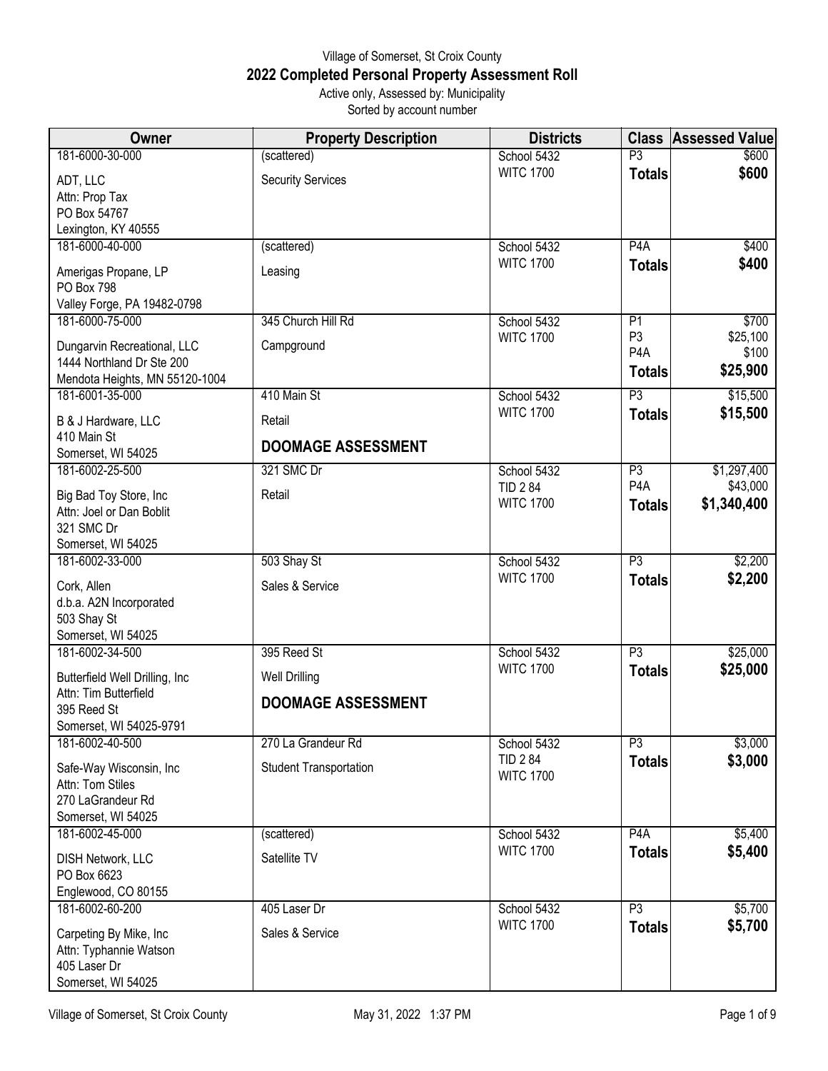# Village of Somerset, St Croix County

## 2022 Completed Personal Property Assessment Roll

Active only, Assessed by: Municipality

Sorted by account number

| Owner | Property Description | Districts | Class | Assessed Value |
|---|---|---|---|---|
| 181-6000-30-000<br>ADT, LLC<br>Attn: Prop Tax<br>PO Box 54767<br>Lexington, KY 40555 | (scattered)<br>Security Services | School 5432<br>WITC 1700 | P3<br>**Totals** | $600<br>**$600** |
| 181-6000-40-000<br>Amerigas Propane, LP<br>PO Box 798<br>Valley Forge, PA 19482-0798 | (scattered)<br>Leasing | School 5432<br>WITC 1700 | P4A<br>**Totals** | $400<br>**$400** |
| 181-6000-75-000<br>Dungarvin Recreational, LLC<br>1444 Northland Dr Ste 200<br>Mendota Heights, MN 55120-1004 | 345 Church Hill Rd<br>Campground | School 5432<br>WITC 1700 | P1<br>P3<br>P4A<br>**Totals** | $700<br>$25,100<br>$100<br>**$25,900** |
| 181-6001-35-000<br>B & J Hardware, LLC<br>410 Main St<br>Somerset, WI 54025 | 410 Main St<br>Retail<br>**DOOMAGE ASSESSMENT** | School 5432<br>WITC 1700 | P3<br>**Totals** | $15,500<br>**$15,500** |
| 181-6002-25-500<br>Big Bad Toy Store, Inc<br>Attn: Joel or Dan Boblit<br>321 SMC Dr<br>Somerset, WI 54025 | 321 SMC Dr<br>Retail | School 5432<br>TID 2 84<br>WITC 1700 | P3<br>P4A<br>**Totals** | $1,297,400<br>$43,000<br>**$1,340,400** |
| 181-6002-33-000<br>Cork, Allen<br>d.b.a. A2N Incorporated<br>503 Shay St<br>Somerset, WI 54025 | 503 Shay St<br>Sales & Service | School 5432<br>WITC 1700 | P3<br>**Totals** | $2,200<br>**$2,200** |
| 181-6002-34-500<br>Butterfield Well Drilling, Inc<br>Attn: Tim Butterfield<br>395 Reed St<br>Somerset, WI 54025-9791 | 395 Reed St<br>Well Drilling<br>**DOOMAGE ASSESSMENT** | School 5432<br>WITC 1700 | P3<br>**Totals** | $25,000<br>**$25,000** |
| 181-6002-40-500<br>Safe-Way Wisconsin, Inc<br>Attn: Tom Stiles<br>270 LaGrandeur Rd<br>Somerset, WI 54025 | 270 La Grandeur Rd<br>Student Transportation | School 5432<br>TID 2 84<br>WITC 1700 | P3<br>**Totals** | $3,000<br>**$3,000** |
| 181-6002-45-000<br>DISH Network, LLC<br>PO Box 6623<br>Englewood, CO 80155 | (scattered)<br>Satellite TV | School 5432<br>WITC 1700 | P4A<br>**Totals** | $5,400<br>**$5,400** |
| 181-6002-60-200<br>Carpeting By Mike, Inc<br>Attn: Typhannie Watson<br>405 Laser Dr<br>Somerset, WI 54025 | 405 Laser Dr<br>Sales & Service | School 5432<br>WITC 1700 | P3<br>**Totals** | $5,700<br>**$5,700** |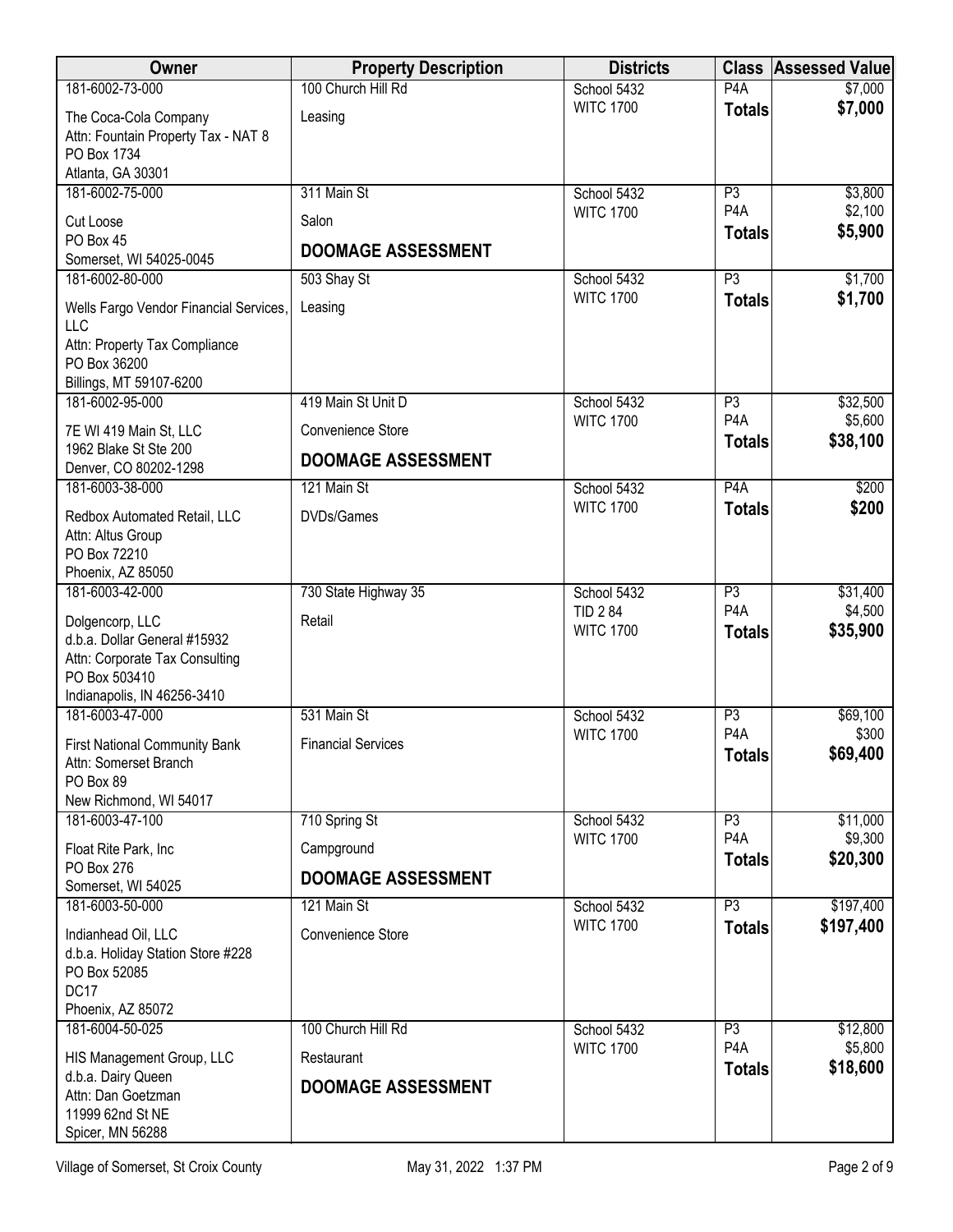| Owner | Property Description | Districts | Class | Assessed Value |
|---|---|---|---|---|
| 181-6002-73-000<br>The Coca-Cola Company<br>Attn: Fountain Property Tax - NAT 8<br>PO Box 1734<br>Atlanta, GA 30301 | 100 Church Hill Rd<br>Leasing | School 5432<br>WITC 1700 | P4A<br>**Totals** | $7,000<br>**$7,000** |
| 181-6002-75-000<br>Cut Loose<br>PO Box 45<br>Somerset, WI 54025-0045 | 311 Main St<br>Salon<br>**DOOMAGE ASSESSMENT** | School 5432<br>WITC 1700 | P3<br>P4A<br>**Totals** | $3,800<br>$2,100<br>**$5,900** |
| 181-6002-80-000<br>Wells Fargo Vendor Financial Services, LLC<br>Attn: Property Tax Compliance<br>PO Box 36200<br>Billings, MT 59107-6200 | 503 Shay St<br>Leasing | School 5432<br>WITC 1700 | P3<br>**Totals** | $1,700<br>**$1,700** |
| 181-6002-95-000<br>7E WI 419 Main St, LLC<br>1962 Blake St Ste 200<br>Denver, CO 80202-1298 | 419 Main St Unit D<br>Convenience Store<br>**DOOMAGE ASSESSMENT** | School 5432<br>WITC 1700 | P3<br>P4A<br>**Totals** | $32,500<br>$5,600<br>**$38,100** |
| 181-6003-38-000<br>Redbox Automated Retail, LLC<br>Attn: Altus Group<br>PO Box 72210<br>Phoenix, AZ 85050 | 121 Main St<br>DVDs/Games | School 5432<br>WITC 1700 | P4A<br>**Totals** | $200<br>**$200** |
| 181-6003-42-000<br>Dolgencorp, LLC<br>d.b.a. Dollar General #15932<br>Attn: Corporate Tax Consulting<br>PO Box 503410<br>Indianapolis, IN 46256-3410 | 730 State Highway 35<br>Retail | School 5432<br>TID 2 84<br>WITC 1700 | P3<br>P4A<br>**Totals** | $31,400<br>$4,500<br>**$35,900** |
| 181-6003-47-000<br>First National Community Bank<br>Attn: Somerset Branch<br>PO Box 89<br>New Richmond, WI 54017 | 531 Main St<br>Financial Services | School 5432<br>WITC 1700 | P3<br>P4A<br>**Totals** | $69,100<br>$300<br>**$69,400** |
| 181-6003-47-100<br>Float Rite Park, Inc<br>PO Box 276<br>Somerset, WI 54025 | 710 Spring St<br>Campground<br>**DOOMAGE ASSESSMENT** | School 5432<br>WITC 1700 | P3<br>P4A<br>**Totals** | $11,000<br>$9,300<br>**$20,300** |
| 181-6003-50-000<br>Indianhead Oil, LLC<br>d.b.a. Holiday Station Store #228<br>PO Box 52085<br>DC17<br>Phoenix, AZ 85072 | 121 Main St<br>Convenience Store | School 5432<br>WITC 1700 | P3<br>**Totals** | $197,400<br>**$197,400** |
| 181-6004-50-025<br>HIS Management Group, LLC<br>d.b.a. Dairy Queen<br>Attn: Dan Goetzman<br>11999 62nd St NE<br>Spicer, MN 56288 | 100 Church Hill Rd<br>Restaurant<br>**DOOMAGE ASSESSMENT** | School 5432<br>WITC 1700 | P3<br>P4A<br>**Totals** | $12,800<br>$5,800<br>**$18,600** |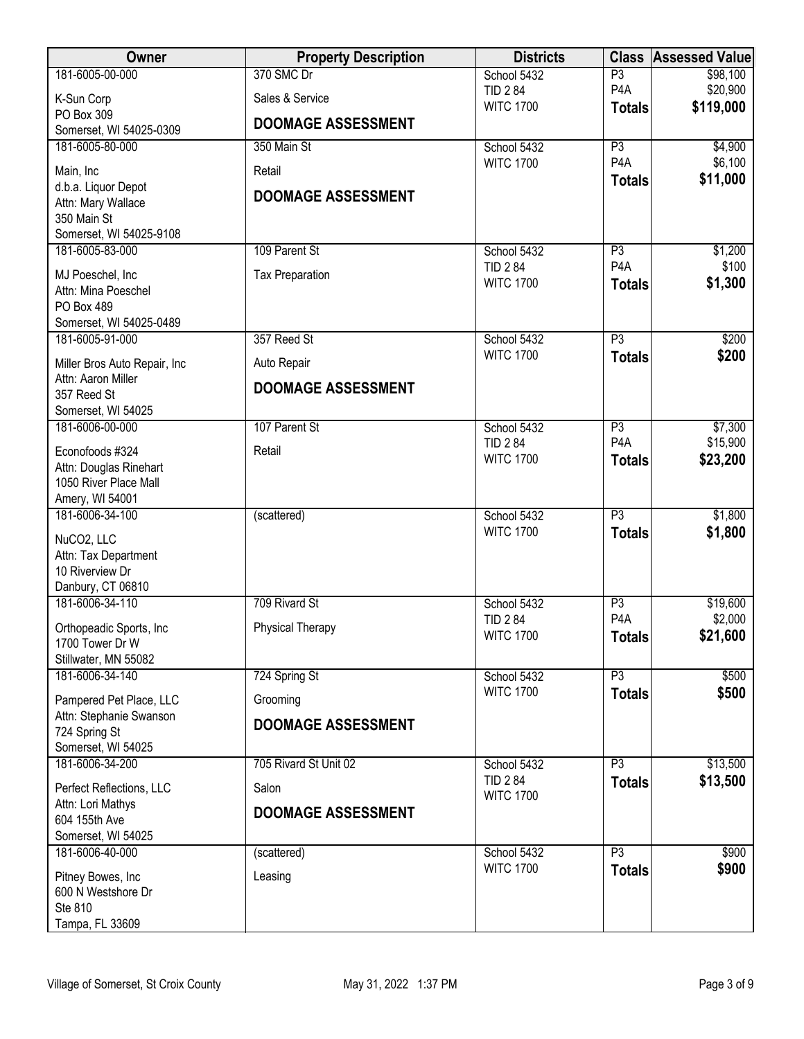| Owner | Property Description | Districts | Class | Assessed Value |
|---|---|---|---|---|
| 181-6005-00-000<br>K-Sun Corp<br>PO Box 309<br>Somerset, WI 54025-0309 | 370 SMC Dr<br>Sales & Service<br>**DOOMAGE ASSESSMENT** | School 5432<br>TID 2 84<br>WITC 1700 | P3<br>P4A<br>**Totals** | $98,100<br>$20,900<br>**$119,000** |
| 181-6005-80-000<br>Main, Inc<br>d.b.a. Liquor Depot<br>Attn: Mary Wallace<br>350 Main St<br>Somerset, WI 54025-9108 | 350 Main St<br>Retail<br>**DOOMAGE ASSESSMENT** | School 5432<br>WITC 1700 | P3<br>P4A<br>**Totals** | $4,900<br>$6,100<br>**$11,000** |
| 181-6005-83-000<br>MJ Poeschel, Inc<br>Attn: Mina Poeschel<br>PO Box 489<br>Somerset, WI 54025-0489 | 109 Parent St<br>Tax Preparation | School 5432<br>TID 2 84<br>WITC 1700 | P3<br>P4A<br>**Totals** | $1,200<br>$100<br>**$1,300** |
| 181-6005-91-000<br>Miller Bros Auto Repair, Inc<br>Attn: Aaron Miller<br>357 Reed St<br>Somerset, WI 54025 | 357 Reed St<br>Auto Repair<br>**DOOMAGE ASSESSMENT** | School 5432<br>WITC 1700 | P3<br>**Totals** | $200<br>**$200** |
| 181-6006-00-000<br>Econofoods #324<br>Attn: Douglas Rinehart<br>1050 River Place Mall<br>Amery, WI 54001 | 107 Parent St<br>Retail | School 5432<br>TID 2 84<br>WITC 1700 | P3<br>P4A<br>**Totals** | $7,300<br>$15,900<br>**$23,200** |
| 181-6006-34-100<br>NuCO2, LLC<br>Attn: Tax Department<br>10 Riverview Dr<br>Danbury, CT 06810 | (scattered) | School 5432<br>WITC 1700 | P3<br>**Totals** | $1,800<br>**$1,800** |
| 181-6006-34-110<br>Orthopeadic Sports, Inc<br>1700 Tower Dr W<br>Stillwater, MN 55082 | 709 Rivard St<br>Physical Therapy | School 5432<br>TID 2 84<br>WITC 1700 | P3<br>P4A<br>**Totals** | $19,600<br>$2,000<br>**$21,600** |
| 181-6006-34-140<br>Pampered Pet Place, LLC<br>Attn: Stephanie Swanson<br>724 Spring St<br>Somerset, WI 54025 | 724 Spring St<br>Grooming<br>**DOOMAGE ASSESSMENT** | School 5432<br>WITC 1700 | P3<br>**Totals** | $500<br>**$500** |
| 181-6006-34-200<br>Perfect Reflections, LLC<br>Attn: Lori Mathys<br>604 155th Ave<br>Somerset, WI 54025 | 705 Rivard St Unit 02<br>Salon<br>**DOOMAGE ASSESSMENT** | School 5432<br>TID 2 84<br>WITC 1700 | P3<br>**Totals** | $13,500<br>**$13,500** |
| 181-6006-40-000<br>Pitney Bowes, Inc<br>600 N Westshore Dr<br>Ste 810<br>Tampa, FL 33609 | (scattered)<br>Leasing | School 5432<br>WITC 1700 | P3<br>**Totals** | $900<br>**$900** |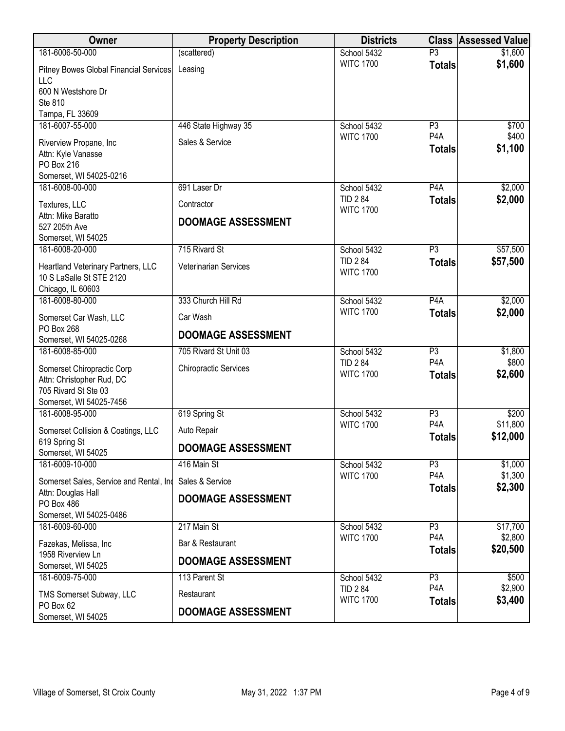| Owner | Property Description | Districts | Class | Assessed Value |
|---|---|---|---|---|
| 181-6006-50-000<br>Pitney Bowes Global Financial Services LLC<br>600 N Westshore Dr<br>Ste 810<br>Tampa, FL 33609 | (scattered)<br>Leasing | School 5432<br>WITC 1700 | P3<br>**Totals** | $1,600<br>**$1,600** |
| 181-6007-55-000<br>Riverview Propane, Inc<br>Attn: Kyle Vanasse<br>PO Box 216<br>Somerset, WI 54025-0216 | 446 State Highway 35<br>Sales & Service | School 5432<br>WITC 1700 | P3<br>P4A<br>**Totals** | $700<br>$400<br>**$1,100** |
| 181-6008-00-000<br>Textures, LLC<br>Attn: Mike Baratto<br>527 205th Ave<br>Somerset, WI 54025 | 691 Laser Dr<br>Contractor<br>**DOOMAGE ASSESSMENT** | School 5432<br>TID 2 84<br>WITC 1700 | P4A<br>**Totals** | $2,000<br>**$2,000** |
| 181-6008-20-000<br>Heartland Veterinary Partners, LLC<br>10 S LaSalle St STE 2120<br>Chicago, IL 60603 | 715 Rivard St<br>Veterinarian Services | School 5432<br>TID 2 84<br>WITC 1700 | P3<br>**Totals** | $57,500<br>**$57,500** |
| 181-6008-80-000<br>Somerset Car Wash, LLC<br>PO Box 268<br>Somerset, WI 54025-0268 | 333 Church Hill Rd<br>Car Wash<br>**DOOMAGE ASSESSMENT** | School 5432<br>WITC 1700 | P4A<br>**Totals** | $2,000<br>**$2,000** |
| 181-6008-85-000<br>Somerset Chiropractic Corp<br>Attn: Christopher Rud, DC<br>705 Rivard St Ste 03<br>Somerset, WI 54025-7456 | 705 Rivard St Unit 03<br>Chiropractic Services | School 5432<br>TID 2 84<br>WITC 1700 | P3<br>P4A<br>**Totals** | $1,800<br>$800<br>**$2,600** |
| 181-6008-95-000<br>Somerset Collision & Coatings, LLC<br>619 Spring St<br>Somerset, WI 54025 | 619 Spring St<br>Auto Repair<br>**DOOMAGE ASSESSMENT** | School 5432<br>WITC 1700 | P3<br>P4A<br>**Totals** | $200<br>$11,800<br>**$12,000** |
| 181-6009-10-000<br>Somerset Sales, Service and Rental, Inc<br>Attn: Douglas Hall<br>PO Box 486<br>Somerset, WI 54025-0486 | 416 Main St<br>Sales & Service<br>**DOOMAGE ASSESSMENT** | School 5432<br>WITC 1700 | P3<br>P4A<br>**Totals** | $1,000<br>$1,300<br>**$2,300** |
| 181-6009-60-000<br>Fazekas, Melissa, Inc<br>1958 Riverview Ln<br>Somerset, WI 54025 | 217 Main St<br>Bar & Restaurant<br>**DOOMAGE ASSESSMENT** | School 5432<br>WITC 1700 | P3<br>P4A<br>**Totals** | $17,700<br>$2,800<br>**$20,500** |
| 181-6009-75-000<br>TMS Somerset Subway, LLC<br>PO Box 62<br>Somerset, WI 54025 | 113 Parent St<br>Restaurant<br>**DOOMAGE ASSESSMENT** | School 5432<br>TID 2 84<br>WITC 1700 | P3<br>P4A<br>**Totals** | $500<br>$2,900<br>**$3,400** |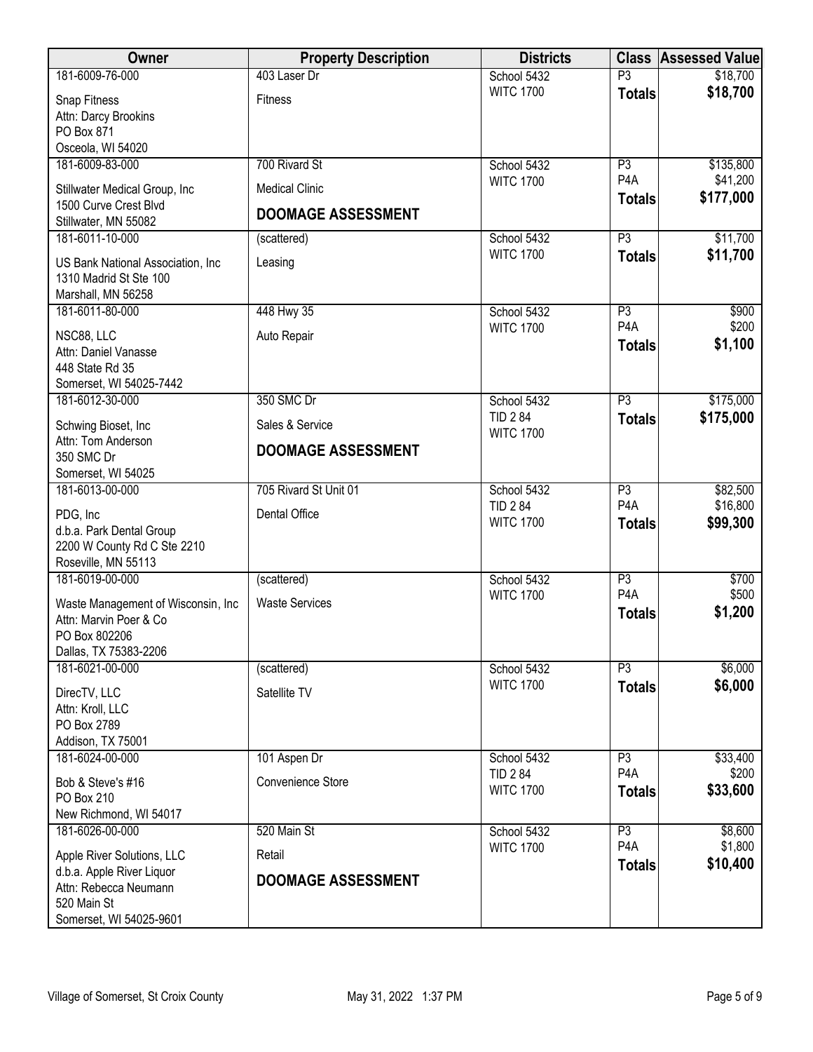| Owner | Property Description | Districts | Class | Assessed Value |
|---|---|---|---|---|
| 181-6009-76-000<br>Snap Fitness<br>Attn: Darcy Brookins<br>PO Box 871<br>Osceola, WI 54020 | 403 Laser Dr<br>Fitness | School 5432<br>WITC 1700 | P3<br>**Totals** | $18,700<br>**$18,700** |
| 181-6009-83-000<br>Stillwater Medical Group, Inc<br>1500 Curve Crest Blvd<br>Stillwater, MN 55082 | 700 Rivard St<br>Medical Clinic<br>**DOOMAGE ASSESSMENT** | School 5432<br>WITC 1700 | P3<br>P4A<br>**Totals** | $135,800<br>$41,200<br>**$177,000** |
| 181-6011-10-000<br>US Bank National Association, Inc<br>1310 Madrid St Ste 100<br>Marshall, MN 56258 | (scattered)<br>Leasing | School 5432<br>WITC 1700 | P3<br>**Totals** | $11,700<br>**$11,700** |
| 181-6011-80-000<br>NSC88, LLC<br>Attn: Daniel Vanasse<br>448 State Rd 35<br>Somerset, WI 54025-7442 | 448 Hwy 35<br>Auto Repair | School 5432<br>WITC 1700 | P3<br>P4A<br>**Totals** | $900<br>$200<br>**$1,100** |
| 181-6012-30-000<br>Schwing Bioset, Inc<br>Attn: Tom Anderson<br>350 SMC Dr<br>Somerset, WI 54025 | 350 SMC Dr<br>Sales & Service<br>**DOOMAGE ASSESSMENT** | School 5432<br>TID 2 84<br>WITC 1700 | P3<br>**Totals** | $175,000<br>**$175,000** |
| 181-6013-00-000<br>PDG, Inc<br>d.b.a. Park Dental Group<br>2200 W County Rd C Ste 2210<br>Roseville, MN 55113 | 705 Rivard St Unit 01<br>Dental Office | School 5432<br>TID 2 84<br>WITC 1700 | P3<br>P4A<br>**Totals** | $82,500<br>$16,800<br>**$99,300** |
| 181-6019-00-000<br>Waste Management of Wisconsin, Inc<br>Attn: Marvin Poer & Co<br>PO Box 802206<br>Dallas, TX 75383-2206 | (scattered)<br>Waste Services | School 5432<br>WITC 1700 | P3<br>P4A<br>**Totals** | $700<br>$500<br>**$1,200** |
| 181-6021-00-000<br>DirecTV, LLC<br>Attn: Kroll, LLC<br>PO Box 2789<br>Addison, TX 75001 | (scattered)<br>Satellite TV | School 5432<br>WITC 1700 | P3<br>**Totals** | $6,000<br>**$6,000** |
| 181-6024-00-000<br>Bob & Steve's #16<br>PO Box 210<br>New Richmond, WI 54017 | 101 Aspen Dr<br>Convenience Store | School 5432<br>TID 2 84<br>WITC 1700 | P3<br>P4A<br>**Totals** | $33,400<br>$200<br>**$33,600** |
| 181-6026-00-000<br>Apple River Solutions, LLC<br>d.b.a. Apple River Liquor<br>Attn: Rebecca Neumann<br>520 Main St<br>Somerset, WI 54025-9601 | 520 Main St<br>Retail<br>**DOOMAGE ASSESSMENT** | School 5432<br>WITC 1700 | P3<br>P4A<br>**Totals** | $8,600<br>$1,800<br>**$10,400** |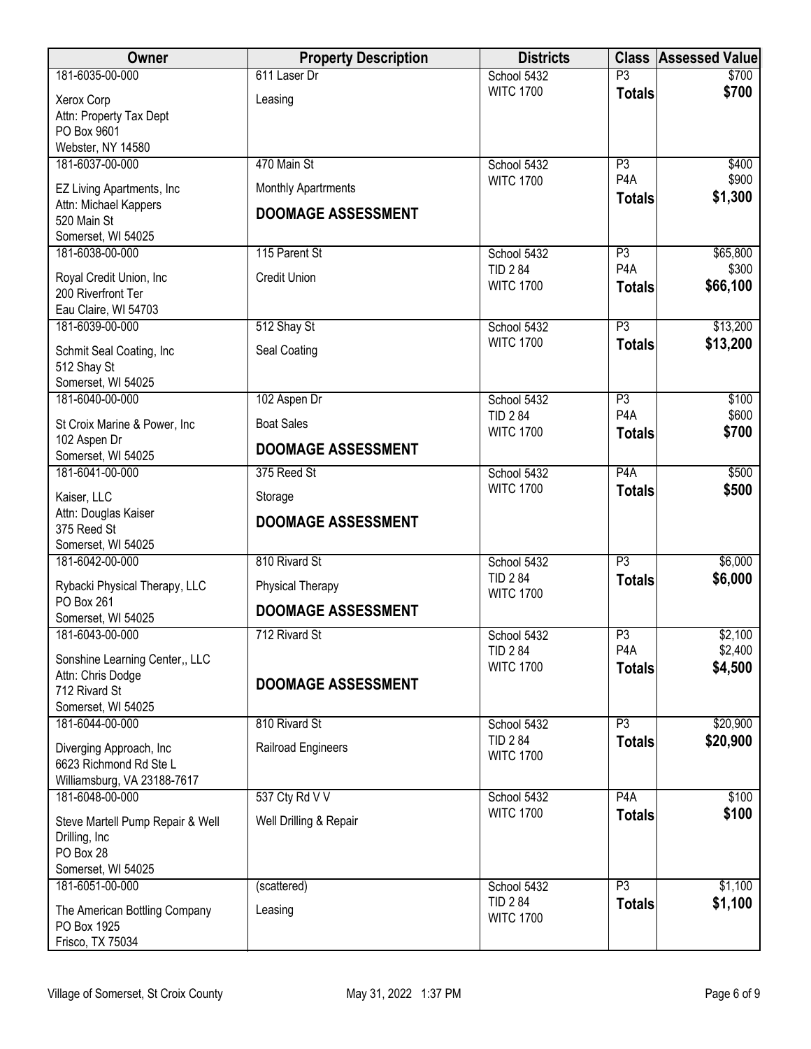| Owner | Property Description | Districts | Class | Assessed Value |
|---|---|---|---|---|
| 181-6035-00-000<br>Xerox Corp<br>Attn: Property Tax Dept<br>PO Box 9601<br>Webster, NY 14580 | 611 Laser Dr<br>Leasing | School 5432<br>WITC 1700 | P3<br>**Totals** | $700<br>**$700** |
| 181-6037-00-000<br>EZ Living Apartments, Inc<br>Attn: Michael Kappers<br>520 Main St<br>Somerset, WI 54025 | 470 Main St<br>Monthly Apartrments<br>**DOOMAGE ASSESSMENT** | School 5432<br>WITC 1700 | P3<br>P4A<br>**Totals** | $400<br>$900<br>**$1,300** |
| 181-6038-00-000<br>Royal Credit Union, Inc<br>200 Riverfront Ter<br>Eau Claire, WI 54703 | 115 Parent St<br>Credit Union | School 5432<br>TID 2 84<br>WITC 1700 | P3<br>P4A<br>**Totals** | $65,800<br>$300<br>**$66,100** |
| 181-6039-00-000<br>Schmit Seal Coating, Inc<br>512 Shay St<br>Somerset, WI 54025 | 512 Shay St<br>Seal Coating | School 5432<br>WITC 1700 | P3<br>**Totals** | $13,200<br>**$13,200** |
| 181-6040-00-000<br>St Croix Marine & Power, Inc<br>102 Aspen Dr<br>Somerset, WI 54025 | 102 Aspen Dr<br>Boat Sales<br>**DOOMAGE ASSESSMENT** | School 5432<br>TID 2 84<br>WITC 1700 | P3<br>P4A<br>**Totals** | $100<br>$600<br>**$700** |
| 181-6041-00-000<br>Kaiser, LLC<br>Attn: Douglas Kaiser<br>375 Reed St<br>Somerset, WI 54025 | 375 Reed St<br>Storage<br>**DOOMAGE ASSESSMENT** | School 5432<br>WITC 1700 | P4A<br>**Totals** | $500<br>**$500** |
| 181-6042-00-000<br>Rybacki Physical Therapy, LLC<br>PO Box 261<br>Somerset, WI 54025 | 810 Rivard St<br>Physical Therapy<br>**DOOMAGE ASSESSMENT** | School 5432<br>TID 2 84<br>WITC 1700 | P3<br>**Totals** | $6,000<br>**$6,000** |
| 181-6043-00-000<br>Sonshine Learning Center,, LLC<br>Attn: Chris Dodge<br>712 Rivard St<br>Somerset, WI 54025 | 712 Rivard St<br>**DOOMAGE ASSESSMENT** | School 5432<br>TID 2 84<br>WITC 1700 | P3<br>P4A<br>**Totals** | $2,100<br>$2,400<br>**$4,500** |
| 181-6044-00-000<br>Diverging Approach, Inc<br>6623 Richmond Rd Ste L<br>Williamsburg, VA 23188-7617 | 810 Rivard St<br>Railroad Engineers | School 5432<br>TID 2 84<br>WITC 1700 | P3<br>**Totals** | $20,900<br>**$20,900** |
| 181-6048-00-000<br>Steve Martell Pump Repair & Well Drilling, Inc<br>PO Box 28<br>Somerset, WI 54025 | 537 Cty Rd V V<br>Well Drilling & Repair | School 5432<br>WITC 1700 | P4A<br>**Totals** | $100<br>**$100** |
| 181-6051-00-000<br>The American Bottling Company<br>PO Box 1925<br>Frisco, TX 75034 | (scattered)<br>Leasing | School 5432<br>TID 2 84<br>WITC 1700 | P3<br>**Totals** | $1,100<br>**$1,100** |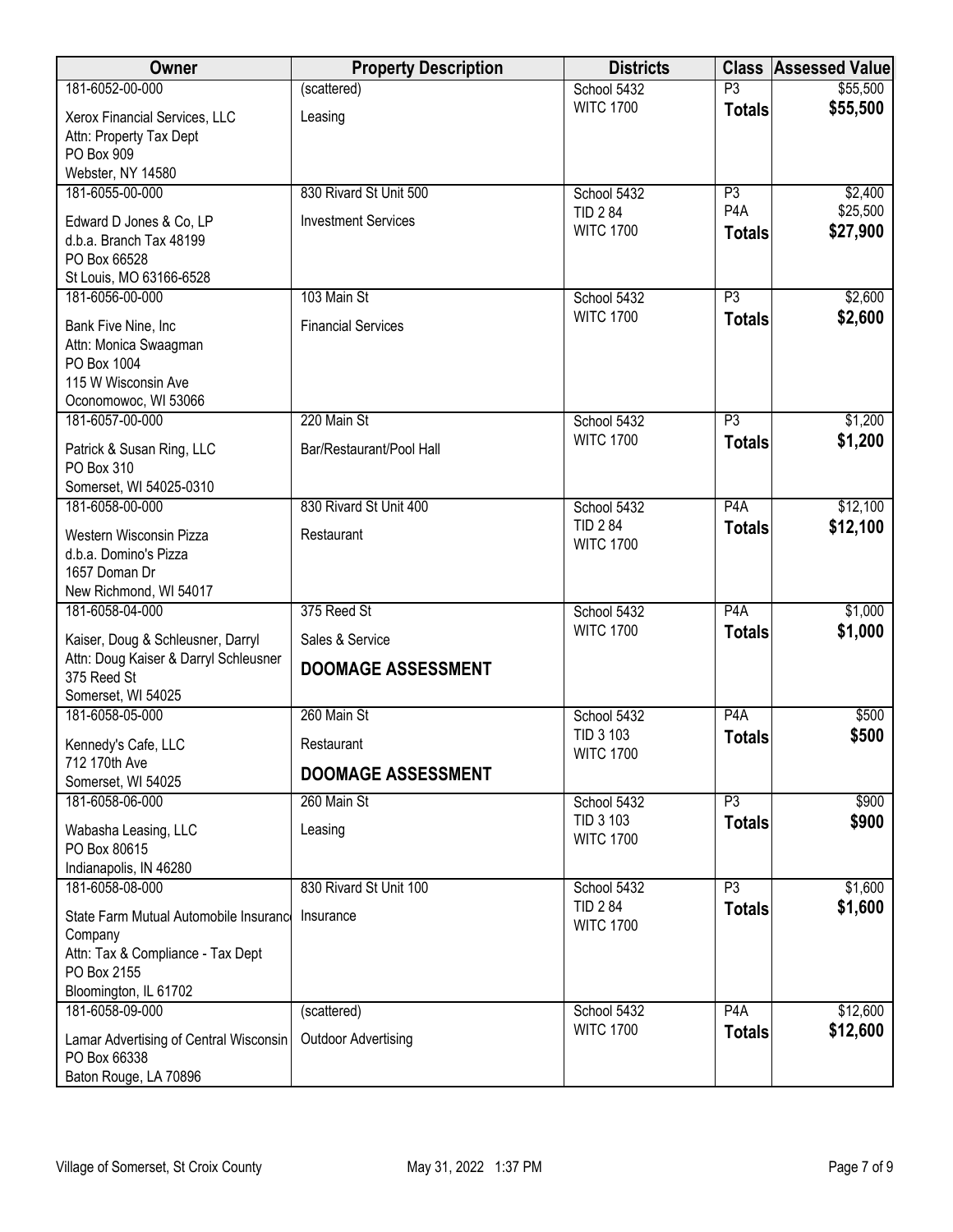| Owner | Property Description | Districts | Class | Assessed Value |
|---|---|---|---|---|
| 181-6052-00-000<br>Xerox Financial Services, LLC<br>Attn: Property Tax Dept<br>PO Box 909<br>Webster, NY 14580 | (scattered)<br>Leasing | School 5432<br>WITC 1700 | P3<br>**Totals** | $55,500<br>**$55,500** |
| 181-6055-00-000<br>Edward D Jones & Co, LP<br>d.b.a. Branch Tax 48199<br>PO Box 66528<br>St Louis, MO 63166-6528 | 830 Rivard St Unit 500<br>Investment Services | School 5432<br>TID 2 84<br>WITC 1700 | P3<br>P4A<br>**Totals** | $2,400<br>$25,500<br>**$27,900** |
| 181-6056-00-000<br>Bank Five Nine, Inc<br>Attn: Monica Swaagman<br>PO Box 1004<br>115 W Wisconsin Ave<br>Oconomowoc, WI 53066 | 103 Main St<br>Financial Services | School 5432<br>WITC 1700 | P3<br>**Totals** | $2,600<br>**$2,600** |
| 181-6057-00-000<br>Patrick & Susan Ring, LLC<br>PO Box 310<br>Somerset, WI 54025-0310 | 220 Main St<br>Bar/Restaurant/Pool Hall | School 5432<br>WITC 1700 | P3<br>**Totals** | $1,200<br>**$1,200** |
| 181-6058-00-000<br>Western Wisconsin Pizza<br>d.b.a. Domino's Pizza<br>1657 Doman Dr<br>New Richmond, WI 54017 | 830 Rivard St Unit 400<br>Restaurant | School 5432<br>TID 2 84<br>WITC 1700 | P4A<br>**Totals** | $12,100<br>**$12,100** |
| 181-6058-04-000<br>Kaiser, Doug & Schleusner, Darryl<br>Attn: Doug Kaiser & Darryl Schleusner<br>375 Reed St<br>Somerset, WI 54025 | 375 Reed St<br>Sales & Service<br>**DOOMAGE ASSESSMENT** | School 5432<br>WITC 1700 | P4A<br>**Totals** | $1,000<br>**$1,000** |
| 181-6058-05-000<br>Kennedy's Cafe, LLC<br>712 170th Ave<br>Somerset, WI 54025 | 260 Main St<br>Restaurant<br>**DOOMAGE ASSESSMENT** | School 5432<br>TID 3 103<br>WITC 1700 | P4A<br>**Totals** | $500<br>**$500** |
| 181-6058-06-000<br>Wabasha Leasing, LLC<br>PO Box 80615<br>Indianapolis, IN 46280 | 260 Main St<br>Leasing | School 5432<br>TID 3 103<br>WITC 1700 | P3<br>**Totals** | $900<br>**$900** |
| 181-6058-08-000<br>State Farm Mutual Automobile Insurance Company<br>Attn: Tax & Compliance - Tax Dept<br>PO Box 2155<br>Bloomington, IL 61702 | 830 Rivard St Unit 100<br>Insurance | School 5432<br>TID 2 84<br>WITC 1700 | P3<br>**Totals** | $1,600<br>**$1,600** |
| 181-6058-09-000<br>Lamar Advertising of Central Wisconsin<br>PO Box 66338<br>Baton Rouge, LA 70896 | (scattered)<br>Outdoor Advertising | School 5432<br>WITC 1700 | P4A<br>**Totals** | $12,600<br>**$12,600** |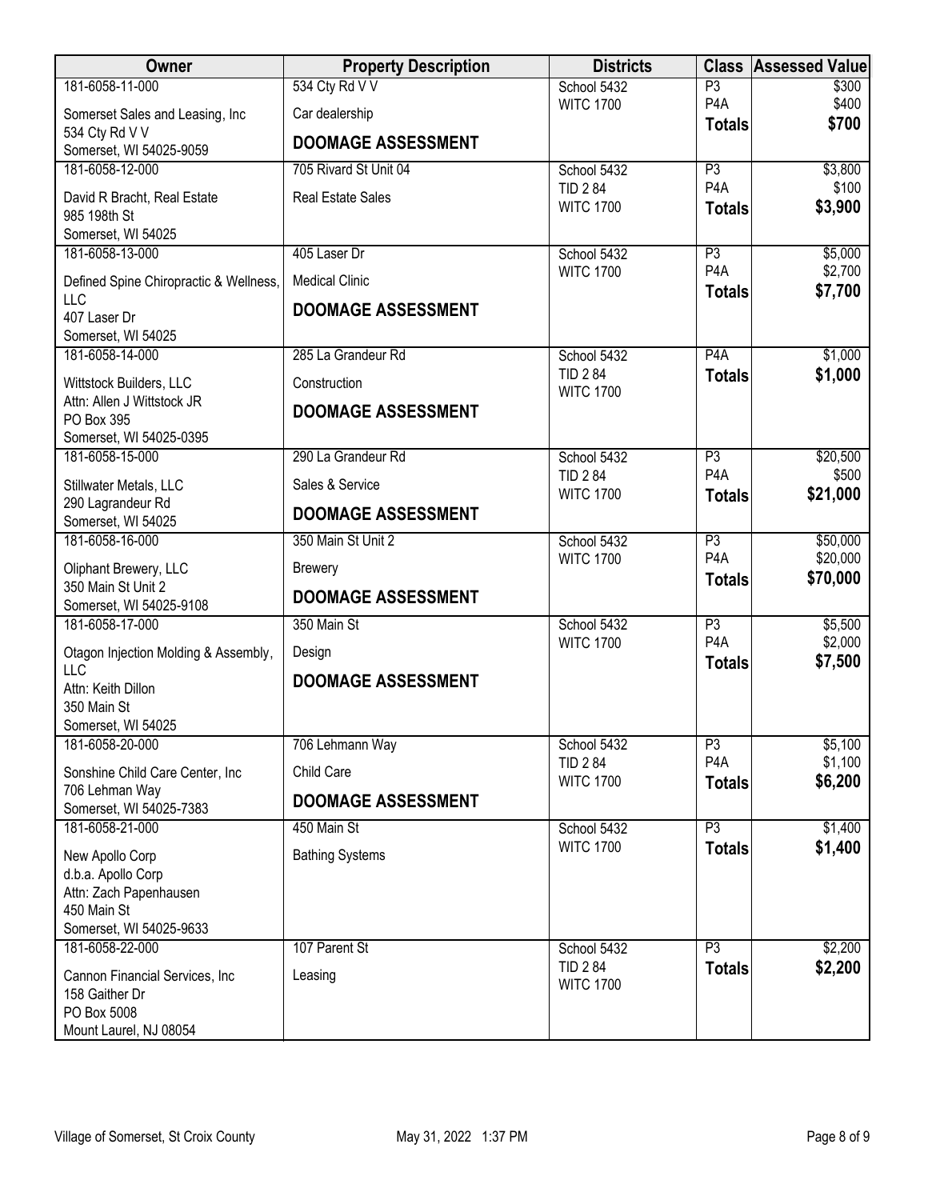| Owner | Property Description | Districts | Class | Assessed Value |
|---|---|---|---|---|
| 181-6058-11-000 | 534 Cty Rd V V | School 5432 | P3 | $300 |
| Somerset Sales and Leasing, Inc | Car dealership | WITC 1700 | P4A | $400 |
| 534 Cty Rd V V | | | **Totals** | **$700** |
| Somerset, WI 54025-9059 | **DOOMAGE ASSESSMENT** | | | |
| 181-6058-12-000 | 705 Rivard St Unit 04 | School 5432 | P3 | $3,800 |
| David R Bracht, Real Estate | Real Estate Sales | TID 2 84 | P4A | $100 |
| 985 198th St | | WITC 1700 | **Totals** | **$3,900** |
| Somerset, WI 54025 | | | | |
| 181-6058-13-000 | 405 Laser Dr | School 5432 | P3 | $5,000 |
| Defined Spine Chiropractic & Wellness, LLC | Medical Clinic | WITC 1700 | P4A | $2,700 |
| 407 Laser Dr | **DOOMAGE ASSESSMENT** | | **Totals** | **$7,700** |
| Somerset, WI 54025 | | | | |
| 181-6058-14-000 | 285 La Grandeur Rd | School 5432 | P4A | $1,000 |
| Wittstock Builders, LLC | Construction | TID 2 84 | **Totals** | **$1,000** |
| Attn: Allen J Wittstock JR | | WITC 1700 | | |
| PO Box 395 | **DOOMAGE ASSESSMENT** | | | |
| Somerset, WI 54025-0395 | | | | |
| 181-6058-15-000 | 290 La Grandeur Rd | School 5432 | P3 | $20,500 |
| Stillwater Metals, LLC | Sales & Service | TID 2 84 | P4A | $500 |
| 290 Lagrandeur Rd | | WITC 1700 | **Totals** | **$21,000** |
| Somerset, WI 54025 | **DOOMAGE ASSESSMENT** | | | |
| 181-6058-16-000 | 350 Main St Unit 2 | School 5432 | P3 | $50,000 |
| Oliphant Brewery, LLC | Brewery | WITC 1700 | P4A | $20,000 |
| 350 Main St Unit 2 | | | **Totals** | **$70,000** |
| Somerset, WI 54025-9108 | **DOOMAGE ASSESSMENT** | | | |
| 181-6058-17-000 | 350 Main St | School 5432 | P3 | $5,500 |
| Otagon Injection Molding & Assembly, LLC | Design | WITC 1700 | P4A | $2,000 |
| Attn: Keith Dillon | **DOOMAGE ASSESSMENT** | | **Totals** | **$7,500** |
| 350 Main St | | | | |
| Somerset, WI 54025 | | | | |
| 181-6058-20-000 | 706 Lehmann Way | School 5432 | P3 | $5,100 |
| Sonshine Child Care Center, Inc | Child Care | TID 2 84 | P4A | $1,100 |
| 706 Lehman Way | | WITC 1700 | **Totals** | **$6,200** |
| Somerset, WI 54025-7383 | **DOOMAGE ASSESSMENT** | | | |
| 181-6058-21-000 | 450 Main St | School 5432 | P3 | $1,400 |
| New Apollo Corp | Bathing Systems | WITC 1700 | **Totals** | **$1,400** |
| d.b.a. Apollo Corp | | | | |
| Attn: Zach Papenhausen | | | | |
| 450 Main St | | | | |
| Somerset, WI 54025-9633 | | | | |
| 181-6058-22-000 | 107 Parent St | School 5432 | P3 | $2,200 |
| Cannon Financial Services, Inc | Leasing | TID 2 84 | **Totals** | **$2,200** |
| 158 Gaither Dr | | WITC 1700 | | |
| PO Box 5008 | | | | |
| Mount Laurel, NJ 08054 | | | | |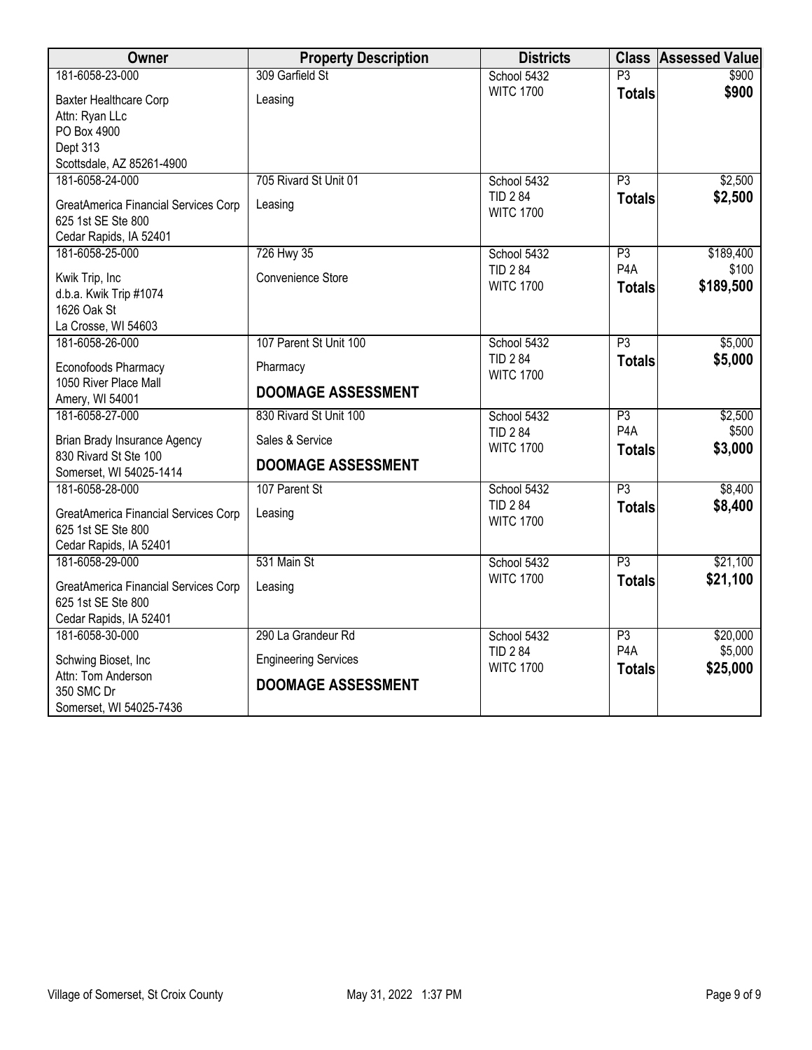| Owner | Property Description | Districts | Class | Assessed Value |
|---|---|---|---|---|
| 181-6058-23-000<br>Baxter Healthcare Corp<br>Attn: Ryan LLc<br>PO Box 4900<br>Dept 313<br>Scottsdale, AZ 85261-4900 | 309 Garfield St<br>Leasing | School 5432<br>WITC 1700 | P3<br>**Totals** | $900<br>**$900** |
| 181-6058-24-000<br>GreatAmerica Financial Services Corp<br>625 1st SE Ste 800<br>Cedar Rapids, IA 52401 | 705 Rivard St Unit 01<br>Leasing | School 5432<br>TID 2 84<br>WITC 1700 | P3<br>**Totals** | $2,500<br>**$2,500** |
| 181-6058-25-000<br>Kwik Trip, Inc<br>d.b.a. Kwik Trip #1074<br>1626 Oak St<br>La Crosse, WI 54603 | 726 Hwy 35<br>Convenience Store | School 5432<br>TID 2 84<br>WITC 1700 | P3<br>P4A<br>**Totals** | $189,400<br>$100<br>**$189,500** |
| 181-6058-26-000<br>Econofoods Pharmacy<br>1050 River Place Mall<br>Amery, WI 54001 | 107 Parent St Unit 100<br>Pharmacy<br>**DOOMAGE ASSESSMENT** | School 5432<br>TID 2 84<br>WITC 1700 | P3<br>**Totals** | $5,000<br>**$5,000** |
| 181-6058-27-000<br>Brian Brady Insurance Agency<br>830 Rivard St Ste 100<br>Somerset, WI 54025-1414 | 830 Rivard St Unit 100<br>Sales & Service<br>**DOOMAGE ASSESSMENT** | School 5432<br>TID 2 84<br>WITC 1700 | P3<br>P4A<br>**Totals** | $2,500<br>$500<br>**$3,000** |
| 181-6058-28-000<br>GreatAmerica Financial Services Corp<br>625 1st SE Ste 800<br>Cedar Rapids, IA 52401 | 107 Parent St<br>Leasing | School 5432<br>TID 2 84<br>WITC 1700 | P3<br>**Totals** | $8,400<br>**$8,400** |
| 181-6058-29-000<br>GreatAmerica Financial Services Corp<br>625 1st SE Ste 800<br>Cedar Rapids, IA 52401 | 531 Main St<br>Leasing | School 5432<br>WITC 1700 | P3<br>**Totals** | $21,100<br>**$21,100** |
| 181-6058-30-000<br>Schwing Bioset, Inc<br>Attn: Tom Anderson<br>350 SMC Dr<br>Somerset, WI 54025-7436 | 290 La Grandeur Rd<br>Engineering Services<br>**DOOMAGE ASSESSMENT** | School 5432<br>TID 2 84<br>WITC 1700 | P3<br>P4A<br>**Totals** | $20,000<br>$5,000<br>**$25,000** |

Village of Somerset, St Croix County　　May 31, 2022 1:37 PM